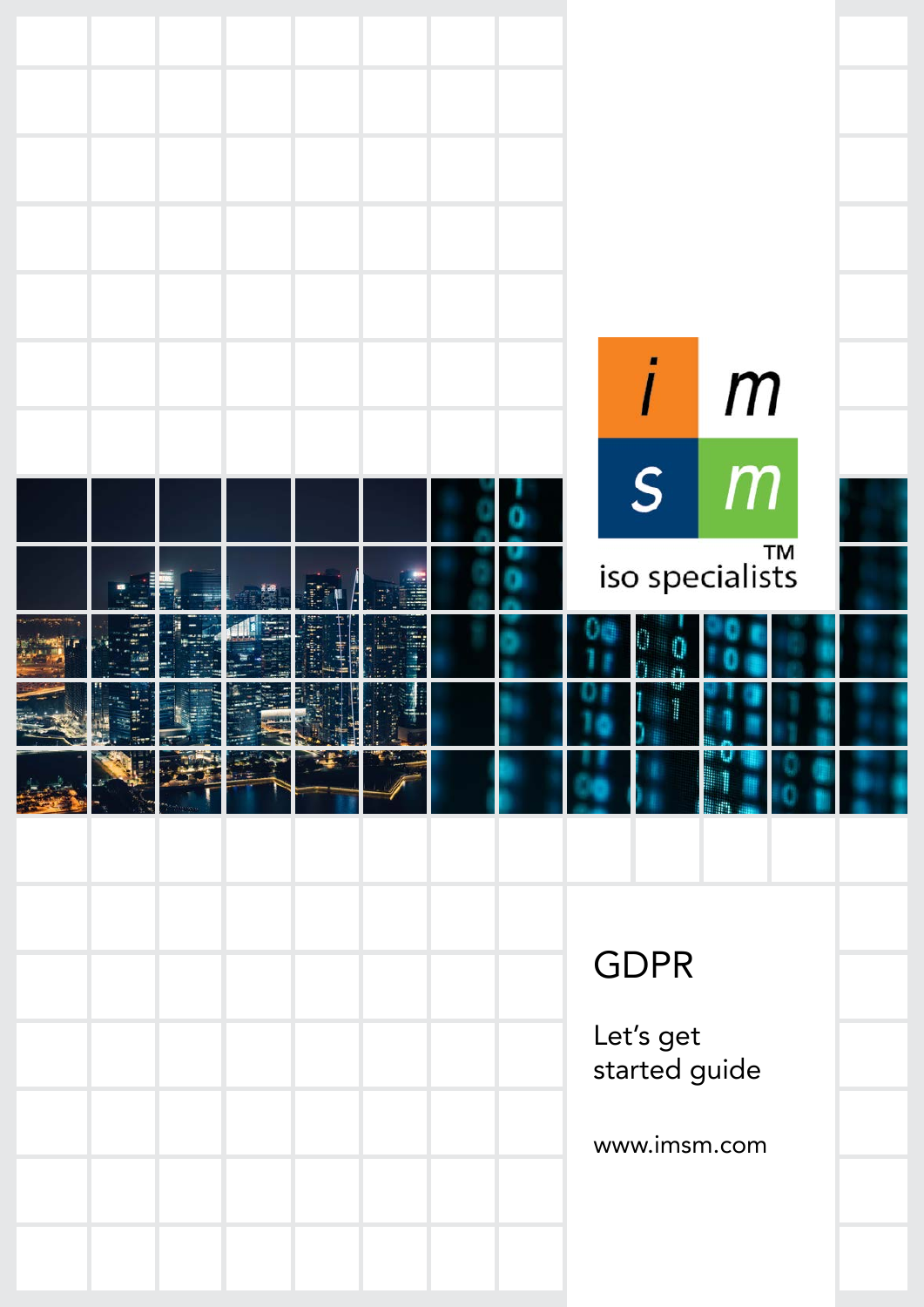i m
s m

™

iso specialists

# GDPR

Let's get started guide

www.imsm.com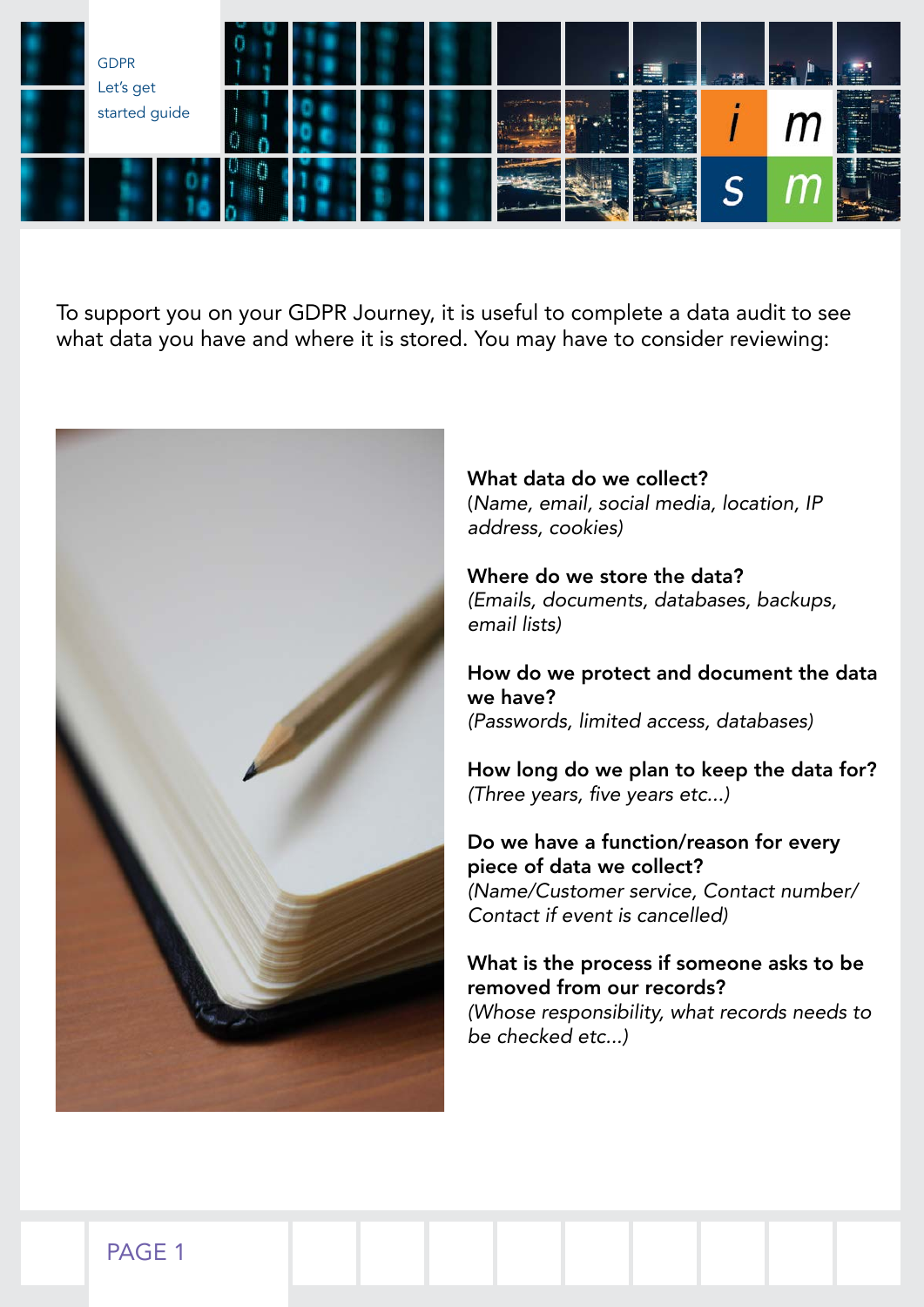To support you on your GDPR Journey, it is useful to complete a data audit to see what data you have and where it is stored. You may have to consider reviewing:

**What data do we collect?**
(*Name, email, social media, location, IP address, cookies)*

**Where do we store the data?**
*(Emails, documents, databases, backups, email lists)*

**How do we protect and document the data we have?**
*(Passwords, limited access, databases)*

**How long do we plan to keep the data for?**
*(Three years, five years etc...)*

**Do we have a function/reason for every piece of data we collect?**
*(Name/Customer service, Contact number/ Contact if event is cancelled)*

**What is the process if someone asks to be removed from our records?**
*(Whose responsibility, what records needs to be checked etc...)*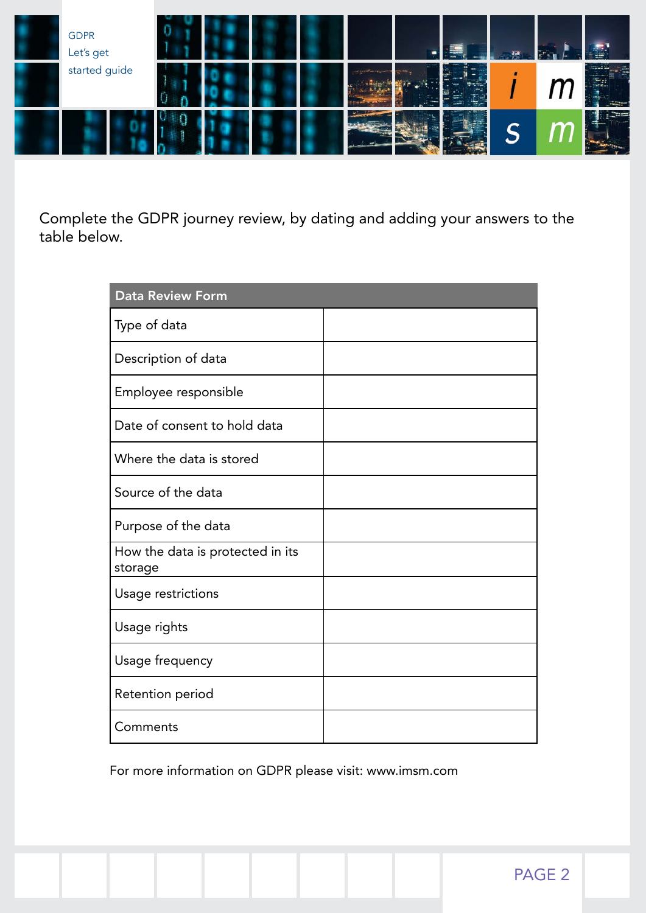Complete the GDPR journey review, by dating and adding your answers to the table below.

| Data Review Form | |
|---|---|
| Type of data | |
| Description of data | |
| Employee responsible | |
| Date of consent to hold data | |
| Where the data is stored | |
| Source of the data | |
| Purpose of the data | |
| How the data is protected in its storage | |
| Usage restrictions | |
| Usage rights | |
| Usage frequency | |
| Retention period | |
| Comments | |

For more information on GDPR please visit: www.imsm.com